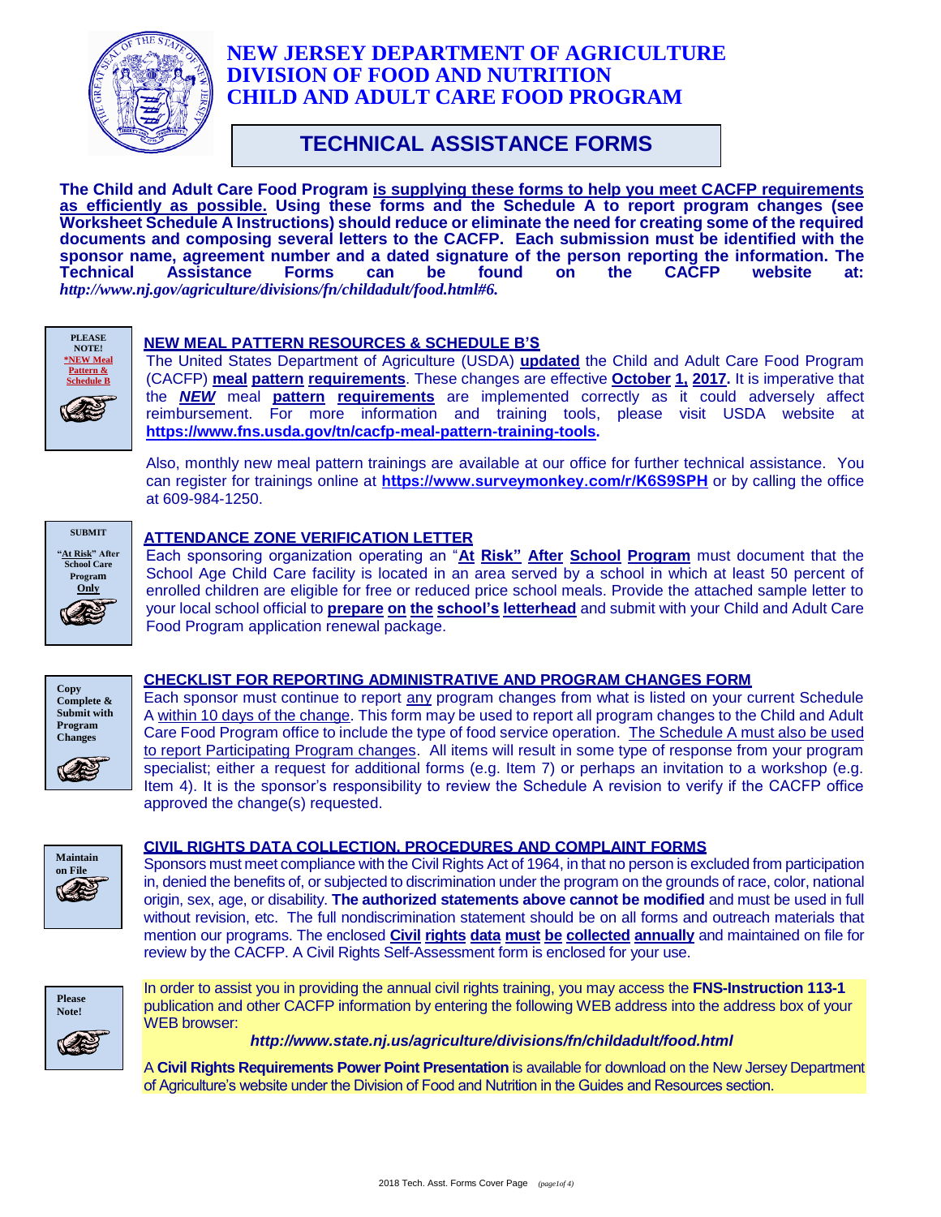# NEW JERSEY DEPARTMENT OF AGRICULTURE
# DIVISION OF FOOD AND NUTRITION
# CHILD AND ADULT CARE FOOD PROGRAM

## TECHNICAL ASSISTANCE FORMS

**The Child and Adult Care Food Program is supplying these forms to help you meet CACFP requirements as efficiently as possible. Using these forms and the Schedule A to report program changes (see Worksheet Schedule A Instructions) should reduce or eliminate the need for creating some of the required documents and composing several letters to the CACFP. Each submission must be identified with the sponsor name, agreement number and a dated signature of the person reporting the information. The Technical Assistance Forms can be found on the CACFP website at:** ***http://www.nj.gov/agriculture/divisions/fn/childadult/food.html#6.***

**PLEASE NOTE! *NEW Meal Pattern & Schedule B**

### NEW MEAL PATTERN RESOURCES & SCHEDULE B'S

The United States Department of Agriculture (USDA) **updated** the Child and Adult Care Food Program (CACFP) **meal pattern requirements**. These changes are effective **October 1, 2017.** It is imperative that the ***NEW*** meal **pattern requirements** are implemented correctly as it could adversely affect reimbursement. For more information and training tools, please visit USDA website at **https://www.fns.usda.gov/tn/cacfp-meal-pattern-training-tools.**

Also, monthly new meal pattern trainings are available at our office for further technical assistance. You can register for trainings online at **https://www.surveymonkey.com/r/K6S9SPH** or by calling the office at 609-984-1250.

**SUBMIT "At Risk" After School Care Program Only**

### ATTENDANCE ZONE VERIFICATION LETTER

Each sponsoring organization operating an "**At Risk" After School Program** must document that the School Age Child Care facility is located in an area served by a school in which at least 50 percent of enrolled children are eligible for free or reduced price school meals. Provide the attached sample letter to your local school official to **prepare on the school's letterhead** and submit with your Child and Adult Care Food Program application renewal package.

**Copy Complete & Submit with Program Changes**

### CHECKLIST FOR REPORTING ADMINISTRATIVE AND PROGRAM CHANGES FORM

Each sponsor must continue to report any program changes from what is listed on your current Schedule A within 10 days of the change. This form may be used to report all program changes to the Child and Adult Care Food Program office to include the type of food service operation. The Schedule A must also be used to report Participating Program changes. All items will result in some type of response from your program specialist; either a request for additional forms (e.g. Item 7) or perhaps an invitation to a workshop (e.g. Item 4). It is the sponsor's responsibility to review the Schedule A revision to verify if the CACFP office approved the change(s) requested.

**Maintain on File**

### CIVIL RIGHTS DATA COLLECTION, PROCEDURES AND COMPLAINT FORMS

Sponsors must meet compliance with the Civil Rights Act of 1964, in that no person is excluded from participation in, denied the benefits of, or subjected to discrimination under the program on the grounds of race, color, national origin, sex, age, or disability. **The authorized statements above cannot be modified** and must be used in full without revision, etc. The full nondiscrimination statement should be on all forms and outreach materials that mention our programs. The enclosed **Civil rights data must be collected annually** and maintained on file for review by the CACFP. A Civil Rights Self-Assessment form is enclosed for your use.

**Please Note!**

In order to assist you in providing the annual civil rights training, you may access the **FNS-Instruction 113-1** publication and other CACFP information by entering the following WEB address into the address box of your WEB browser:

***http://www.state.nj.us/agriculture/divisions/fn/childadult/food.html***

A **Civil Rights Requirements Power Point Presentation** is available for download on the New Jersey Department of Agriculture's website under the Division of Food and Nutrition in the Guides and Resources section.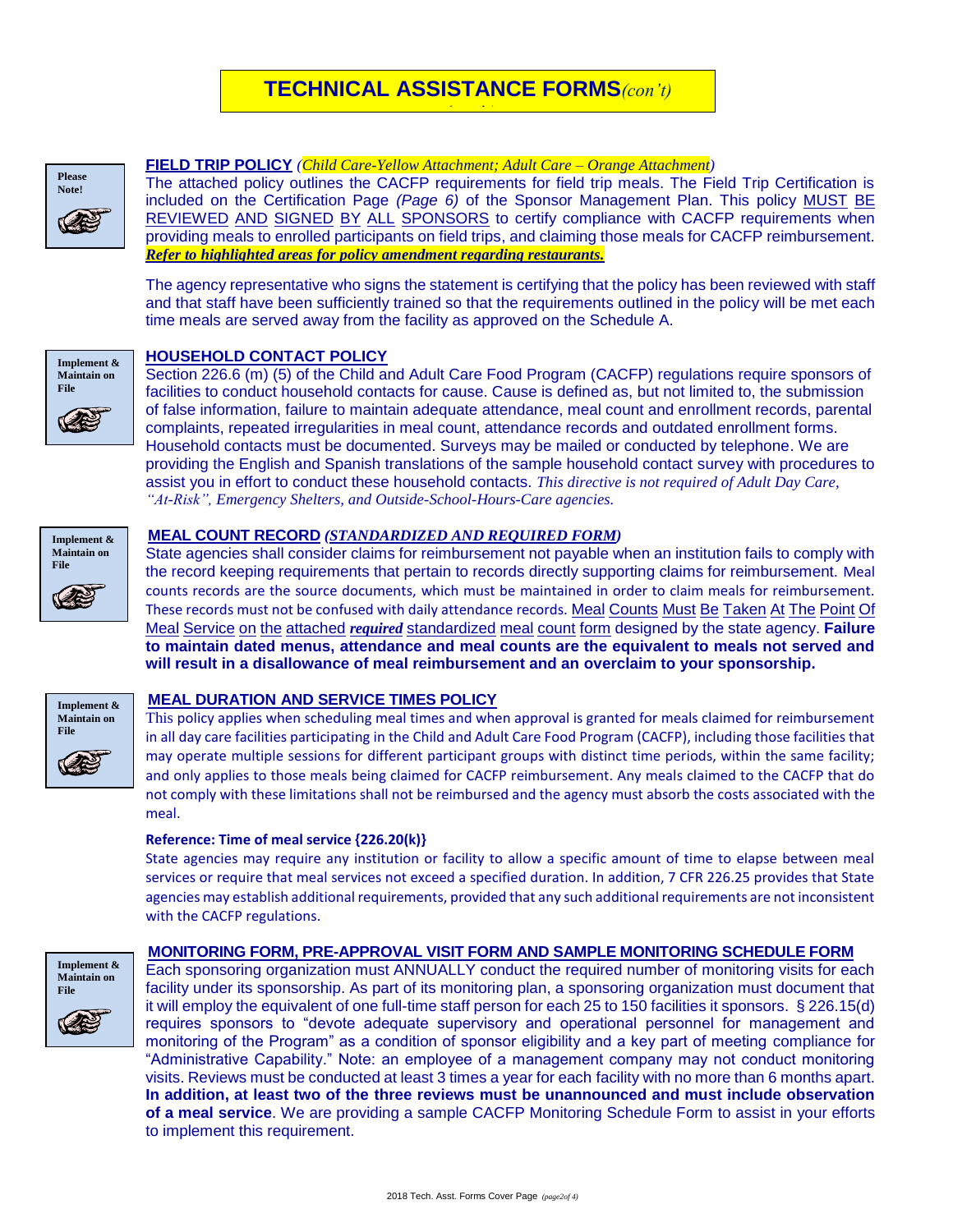# TECHNICAL ASSISTANCE FORMS *(con't)*

**Please Note!**

## FIELD TRIP POLICY *(Child Care-Yellow Attachment; Adult Care – Orange Attachment)*

The attached policy outlines the CACFP requirements for field trip meals. The Field Trip Certification is included on the Certification Page *(Page 6)* of the Sponsor Management Plan. This policy MUST BE REVIEWED AND SIGNED BY ALL SPONSORS to certify compliance with CACFP requirements when providing meals to enrolled participants on field trips, and claiming those meals for CACFP reimbursement. ***Refer to highlighted areas for policy amendment regarding restaurants.***

The agency representative who signs the statement is certifying that the policy has been reviewed with staff and that staff have been sufficiently trained so that the requirements outlined in the policy will be met each time meals are served away from the facility as approved on the Schedule A.

**Implement & Maintain on File**

## HOUSEHOLD CONTACT POLICY

Section 226.6 (m) (5) of the Child and Adult Care Food Program (CACFP) regulations require sponsors of facilities to conduct household contacts for cause. Cause is defined as, but not limited to, the submission of false information, failure to maintain adequate attendance, meal count and enrollment records, parental complaints, repeated irregularities in meal count, attendance records and outdated enrollment forms. Household contacts must be documented. Surveys may be mailed or conducted by telephone. We are providing the English and Spanish translations of the sample household contact survey with procedures to assist you in effort to conduct these household contacts. *This directive is not required of Adult Day Care, "At-Risk", Emergency Shelters, and Outside-School-Hours-Care agencies.*

**Implement & Maintain on File**

## MEAL COUNT RECORD *(STANDARDIZED AND REQUIRED FORM)*

State agencies shall consider claims for reimbursement not payable when an institution fails to comply with the record keeping requirements that pertain to records directly supporting claims for reimbursement. Meal counts records are the source documents, which must be maintained in order to claim meals for reimbursement. These records must not be confused with daily attendance records. Meal Counts Must Be Taken At The Point Of Meal Service on the attached ***required*** standardized meal count form designed by the state agency. **Failure to maintain dated menus, attendance and meal counts are the equivalent to meals not served and will result in a disallowance of meal reimbursement and an overclaim to your sponsorship.**

**Implement & Maintain on File**

## MEAL DURATION AND SERVICE TIMES POLICY

This policy applies when scheduling meal times and when approval is granted for meals claimed for reimbursement in all day care facilities participating in the Child and Adult Care Food Program (CACFP), including those facilities that may operate multiple sessions for different participant groups with distinct time periods, within the same facility; and only applies to those meals being claimed for CACFP reimbursement. Any meals claimed to the CACFP that do not comply with these limitations shall not be reimbursed and the agency must absorb the costs associated with the meal.

**Reference: Time of meal service {226.20(k)}**

State agencies may require any institution or facility to allow a specific amount of time to elapse between meal services or require that meal services not exceed a specified duration. In addition, 7 CFR 226.25 provides that State agencies may establish additional requirements, provided that any such additional requirements are not inconsistent with the CACFP regulations.

**Implement & Maintain on File**

## MONITORING FORM, PRE-APPROVAL VISIT FORM AND SAMPLE MONITORING SCHEDULE FORM

Each sponsoring organization must ANNUALLY conduct the required number of monitoring visits for each facility under its sponsorship. As part of its monitoring plan, a sponsoring organization must document that it will employ the equivalent of one full-time staff person for each 25 to 150 facilities it sponsors. § 226.15(d) requires sponsors to "devote adequate supervisory and operational personnel for management and monitoring of the Program" as a condition of sponsor eligibility and a key part of meeting compliance for "Administrative Capability." Note: an employee of a management company may not conduct monitoring visits. Reviews must be conducted at least 3 times a year for each facility with no more than 6 months apart. **In addition, at least two of the three reviews must be unannounced and must include observation of a meal service**. We are providing a sample CACFP Monitoring Schedule Form to assist in your efforts to implement this requirement.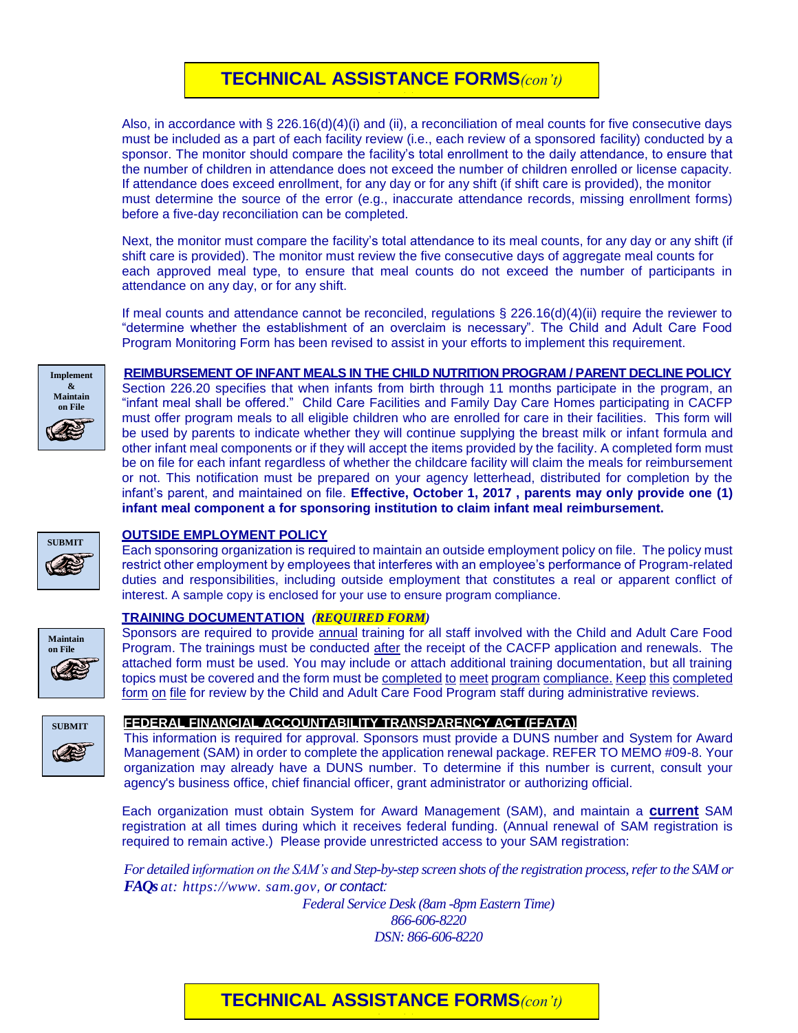# TECHNICAL ASSISTANCE FORMS *(con't)*

Also, in accordance with § 226.16(d)(4)(i) and (ii), a reconciliation of meal counts for five consecutive days must be included as a part of each facility review (i.e., each review of a sponsored facility) conducted by a sponsor. The monitor should compare the facility's total enrollment to the daily attendance, to ensure that the number of children in attendance does not exceed the number of children enrolled or license capacity. If attendance does exceed enrollment, for any day or for any shift (if shift care is provided), the monitor must determine the source of the error (e.g., inaccurate attendance records, missing enrollment forms) before a five-day reconciliation can be completed.

Next, the monitor must compare the facility's total attendance to its meal counts, for any day or any shift (if shift care is provided). The monitor must review the five consecutive days of aggregate meal counts for each approved meal type, to ensure that meal counts do not exceed the number of participants in attendance on any day, or for any shift.

If meal counts and attendance cannot be reconciled, regulations § 226.16(d)(4)(ii) require the reviewer to "determine whether the establishment of an overclaim is necessary". The Child and Adult Care Food Program Monitoring Form has been revised to assist in your efforts to implement this requirement.

**Implement & Maintain on File**

**REIMBURSEMENT OF INFANT MEALS IN THE CHILD NUTRITION PROGRAM / PARENT DECLINE POLICY**

Section 226.20 specifies that when infants from birth through 11 months participate in the program, an "infant meal shall be offered." Child Care Facilities and Family Day Care Homes participating in CACFP must offer program meals to all eligible children who are enrolled for care in their facilities. This form will be used by parents to indicate whether they will continue supplying the breast milk or infant formula and other infant meal components or if they will accept the items provided by the facility. A completed form must be on file for each infant regardless of whether the childcare facility will claim the meals for reimbursement or not. This notification must be prepared on your agency letterhead, distributed for completion by the infant's parent, and maintained on file. **Effective, October 1, 2017 , parents may only provide one (1) infant meal component a for sponsoring institution to claim infant meal reimbursement.**

**SUBMIT**

**OUTSIDE EMPLOYMENT POLICY**

Each sponsoring organization is required to maintain an outside employment policy on file. The policy must restrict other employment by employees that interferes with an employee's performance of Program-related duties and responsibilities, including outside employment that constitutes a real or apparent conflict of interest. A sample copy is enclosed for your use to ensure program compliance.

**Maintain on File**

**TRAINING DOCUMENTATION** ***(REQUIRED FORM)***

Sponsors are required to provide annual training for all staff involved with the Child and Adult Care Food Program. The trainings must be conducted after the receipt of the CACFP application and renewals. The attached form must be used. You may include or attach additional training documentation, but all training topics must be covered and the form must be completed to meet program compliance. Keep this completed form on file for review by the Child and Adult Care Food Program staff during administrative reviews.

**SUBMIT**

**FEDERAL FINANCIAL ACCOUNTABILITY TRANSPARENCY ACT (FFATA)**

This information is required for approval. Sponsors must provide a DUNS number and System for Award Management (SAM) in order to complete the application renewal package. REFER TO MEMO #09-8. Your organization may already have a DUNS number. To determine if this number is current, consult your agency's business office, chief financial officer, grant administrator or authorizing official.

Each organization must obtain System for Award Management (SAM), and maintain a **current** SAM registration at all times during which it receives federal funding. (Annual renewal of SAM registration is required to remain active.) Please provide unrestricted access to your SAM registration:

*For detailed information on the SAM's and Step-by-step screen shots of the registration process, refer to the SAM or* ***FAQs*** *at: https://www. sam.gov, or contact:*

*Federal Service Desk (8am -8pm Eastern Time)*
*866-606-8220*
*DSN: 866-606-8220*

# TECHNICAL ASSISTANCE FORMS *(con't)*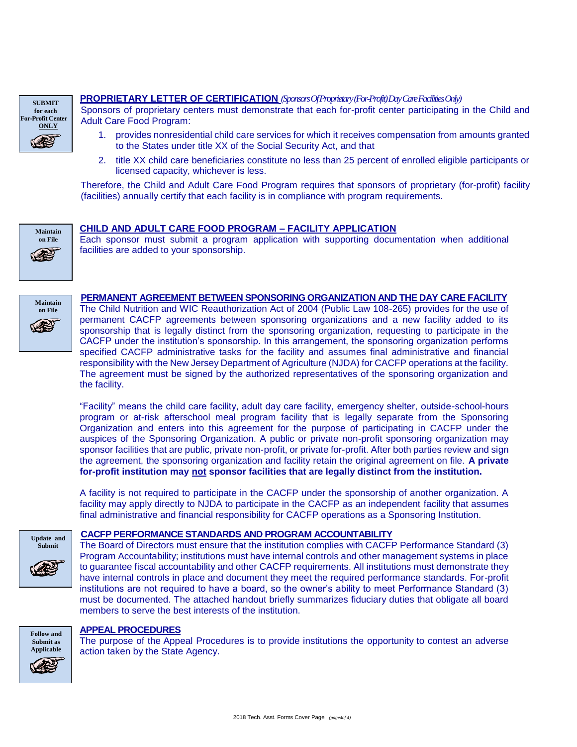**SUBMIT for each For-Profit Center ONLY**

## PROPRIETARY LETTER OF CERTIFICATION *(Sponsors Of Proprietary (For-Profit) Day Care Facilities Only)*

Sponsors of proprietary centers must demonstrate that each for-profit center participating in the Child and Adult Care Food Program:

1. provides nonresidential child care services for which it receives compensation from amounts granted to the States under title XX of the Social Security Act, and that
2. title XX child care beneficiaries constitute no less than 25 percent of enrolled eligible participants or licensed capacity, whichever is less.

Therefore, the Child and Adult Care Food Program requires that sponsors of proprietary (for-profit) facility (facilities) annually certify that each facility is in compliance with program requirements.

**Maintain on File**

## CHILD AND ADULT CARE FOOD PROGRAM – FACILITY APPLICATION

Each sponsor must submit a program application with supporting documentation when additional facilities are added to your sponsorship.

**Maintain on File**

## PERMANENT AGREEMENT BETWEEN SPONSORING ORGANIZATION AND THE DAY CARE FACILITY

The Child Nutrition and WIC Reauthorization Act of 2004 (Public Law 108-265) provides for the use of permanent CACFP agreements between sponsoring organizations and a new facility added to its sponsorship that is legally distinct from the sponsoring organization, requesting to participate in the CACFP under the institution's sponsorship. In this arrangement, the sponsoring organization performs specified CACFP administrative tasks for the facility and assumes final administrative and financial responsibility with the New Jersey Department of Agriculture (NJDA) for CACFP operations at the facility. The agreement must be signed by the authorized representatives of the sponsoring organization and the facility.

"Facility" means the child care facility, adult day care facility, emergency shelter, outside-school-hours program or at-risk afterschool meal program facility that is legally separate from the Sponsoring Organization and enters into this agreement for the purpose of participating in CACFP under the auspices of the Sponsoring Organization. A public or private non-profit sponsoring organization may sponsor facilities that are public, private non-profit, or private for-profit. After both parties review and sign the agreement, the sponsoring organization and facility retain the original agreement on file. **A private for-profit institution may <u>not</u> sponsor facilities that are legally distinct from the institution.**

A facility is not required to participate in the CACFP under the sponsorship of another organization. A facility may apply directly to NJDA to participate in the CACFP as an independent facility that assumes final administrative and financial responsibility for CACFP operations as a Sponsoring Institution.

**Update and Submit**

## CACFP PERFORMANCE STANDARDS AND PROGRAM ACCOUNTABILITY

The Board of Directors must ensure that the institution complies with CACFP Performance Standard (3) Program Accountability; institutions must have internal controls and other management systems in place to guarantee fiscal accountability and other CACFP requirements. All institutions must demonstrate they have internal controls in place and document they meet the required performance standards. For-profit institutions are not required to have a board, so the owner's ability to meet Performance Standard (3) must be documented. The attached handout briefly summarizes fiduciary duties that obligate all board members to serve the best interests of the institution.

**Follow and Submit as Applicable**

## APPEAL PROCEDURES

The purpose of the Appeal Procedures is to provide institutions the opportunity to contest an adverse action taken by the State Agency.